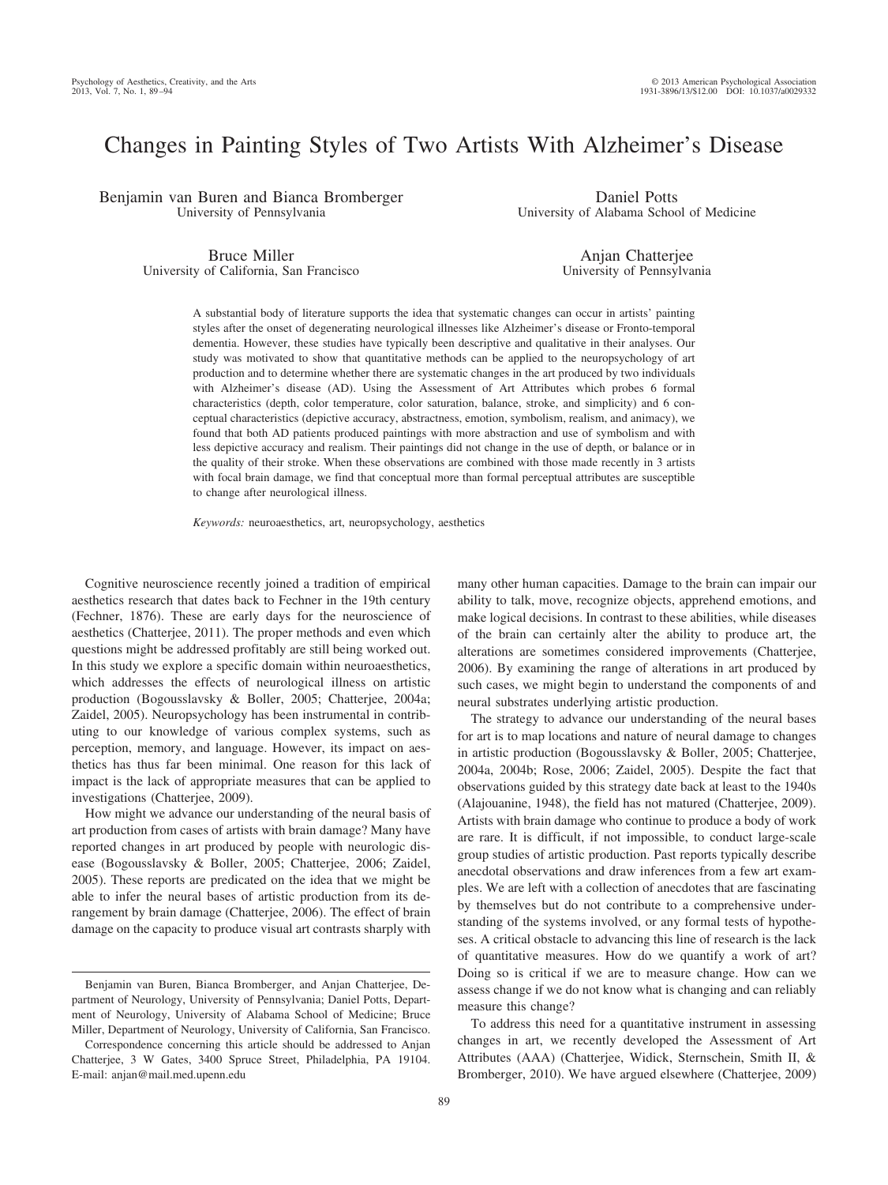# Changes in Painting Styles of Two Artists With Alzheimer's Disease

Benjamin van Buren and Bianca Bromberger
University of Pennsylvania

Daniel Potts
University of Alabama School of Medicine

Bruce Miller
University of California, San Francisco

Anjan Chatterjee
University of Pennsylvania

A substantial body of literature supports the idea that systematic changes can occur in artists' painting styles after the onset of degenerating neurological illnesses like Alzheimer's disease or Fronto-temporal dementia. However, these studies have typically been descriptive and qualitative in their analyses. Our study was motivated to show that quantitative methods can be applied to the neuropsychology of art production and to determine whether there are systematic changes in the art produced by two individuals with Alzheimer's disease (AD). Using the Assessment of Art Attributes which probes 6 formal characteristics (depth, color temperature, color saturation, balance, stroke, and simplicity) and 6 conceptual characteristics (depictive accuracy, abstractness, emotion, symbolism, realism, and animacy), we found that both AD patients produced paintings with more abstraction and use of symbolism and with less depictive accuracy and realism. Their paintings did not change in the use of depth, or balance or in the quality of their stroke. When these observations are combined with those made recently in 3 artists with focal brain damage, we find that conceptual more than formal perceptual attributes are susceptible to change after neurological illness.

*Keywords:* neuroaesthetics, art, neuropsychology, aesthetics

Cognitive neuroscience recently joined a tradition of empirical aesthetics research that dates back to Fechner in the 19th century (Fechner, 1876). These are early days for the neuroscience of aesthetics (Chatterjee, 2011). The proper methods and even which questions might be addressed profitably are still being worked out. In this study we explore a specific domain within neuroaesthetics, which addresses the effects of neurological illness on artistic production (Bogousslavsky & Boller, 2005; Chatterjee, 2004a; Zaidel, 2005). Neuropsychology has been instrumental in contributing to our knowledge of various complex systems, such as perception, memory, and language. However, its impact on aesthetics has thus far been minimal. One reason for this lack of impact is the lack of appropriate measures that can be applied to investigations (Chatterjee, 2009).

How might we advance our understanding of the neural basis of art production from cases of artists with brain damage? Many have reported changes in art produced by people with neurologic disease (Bogousslavsky & Boller, 2005; Chatterjee, 2006; Zaidel, 2005). These reports are predicated on the idea that we might be able to infer the neural bases of artistic production from its derangement by brain damage (Chatterjee, 2006). The effect of brain damage on the capacity to produce visual art contrasts sharply with many other human capacities. Damage to the brain can impair our ability to talk, move, recognize objects, apprehend emotions, and make logical decisions. In contrast to these abilities, while diseases of the brain can certainly alter the ability to produce art, the alterations are sometimes considered improvements (Chatterjee, 2006). By examining the range of alterations in art produced by such cases, we might begin to understand the components of and neural substrates underlying artistic production.

The strategy to advance our understanding of the neural bases for art is to map locations and nature of neural damage to changes in artistic production (Bogousslavsky & Boller, 2005; Chatterjee, 2004a, 2004b; Rose, 2006; Zaidel, 2005). Despite the fact that observations guided by this strategy date back at least to the 1940s (Alajouanine, 1948), the field has not matured (Chatterjee, 2009). Artists with brain damage who continue to produce a body of work are rare. It is difficult, if not impossible, to conduct large-scale group studies of artistic production. Past reports typically describe anecdotal observations and draw inferences from a few art examples. We are left with a collection of anecdotes that are fascinating by themselves but do not contribute to a comprehensive understanding of the systems involved, or any formal tests of hypotheses. A critical obstacle to advancing this line of research is the lack of quantitative measures. How do we quantify a work of art? Doing so is critical if we are to measure change. How can we assess change if we do not know what is changing and can reliably measure this change?

To address this need for a quantitative instrument in assessing changes in art, we recently developed the Assessment of Art Attributes (AAA) (Chatterjee, Widick, Sternschein, Smith II, & Bromberger, 2010). We have argued elsewhere (Chatterjee, 2009)

Benjamin van Buren, Bianca Bromberger, and Anjan Chatterjee, Department of Neurology, University of Pennsylvania; Daniel Potts, Department of Neurology, University of Alabama School of Medicine; Bruce Miller, Department of Neurology, University of California, San Francisco.

Correspondence concerning this article should be addressed to Anjan Chatterjee, 3 W Gates, 3400 Spruce Street, Philadelphia, PA 19104. E-mail: anjan@mail.med.upenn.edu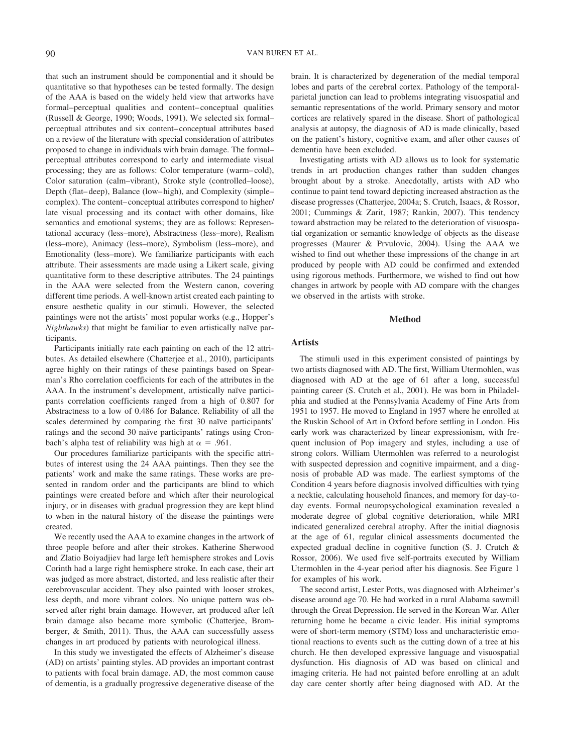that such an instrument should be componential and it should be quantitative so that hypotheses can be tested formally. The design of the AAA is based on the widely held view that artworks have formal–perceptual qualities and content–conceptual qualities (Russell & George, 1990; Woods, 1991). We selected six formal–perceptual attributes and six content–conceptual attributes based on a review of the literature with special consideration of attributes proposed to change in individuals with brain damage. The formal–perceptual attributes correspond to early and intermediate visual processing; they are as follows: Color temperature (warm–cold), Color saturation (calm–vibrant), Stroke style (controlled–loose), Depth (flat–deep), Balance (low–high), and Complexity (simple–complex). The content–conceptual attributes correspond to higher/late visual processing and its contact with other domains, like semantics and emotional systems; they are as follows: Representational accuracy (less–more), Abstractness (less–more), Realism (less–more), Animacy (less–more), Symbolism (less–more), and Emotionality (less–more). We familiarize participants with each attribute. Their assessments are made using a Likert scale, giving quantitative form to these descriptive attributes. The 24 paintings in the AAA were selected from the Western canon, covering different time periods. A well-known artist created each painting to ensure aesthetic quality in our stimuli. However, the selected paintings were not the artists' most popular works (e.g., Hopper's *Nighthawks*) that might be familiar to even artistically naïve participants.

Participants initially rate each painting on each of the 12 attributes. As detailed elsewhere (Chatterjee et al., 2010), participants agree highly on their ratings of these paintings based on Spearman's Rho correlation coefficients for each of the attributes in the AAA. In the instrument's development, artistically naïve participants correlation coefficients ranged from a high of 0.807 for Abstractness to a low of 0.486 for Balance. Reliability of all the scales determined by comparing the first 30 naïve participants' ratings and the second 30 naïve participants' ratings using Cronbach's alpha test of reliability was high at $\alpha = .961$.

Our procedures familiarize participants with the specific attributes of interest using the 24 AAA paintings. Then they see the patients' work and make the same ratings. These works are presented in random order and the participants are blind to which paintings were created before and which after their neurological injury, or in diseases with gradual progression they are kept blind to when in the natural history of the disease the paintings were created.

We recently used the AAA to examine changes in the artwork of three people before and after their strokes. Katherine Sherwood and Zlatio Boiyadjiev had large left hemisphere strokes and Lovis Corinth had a large right hemisphere stroke. In each case, their art was judged as more abstract, distorted, and less realistic after their cerebrovascular accident. They also painted with looser strokes, less depth, and more vibrant colors. No unique pattern was observed after right brain damage. However, art produced after left brain damage also became more symbolic (Chatterjee, Bromberger, & Smith, 2011). Thus, the AAA can successfully assess changes in art produced by patients with neurological illness.

In this study we investigated the effects of Alzheimer's disease (AD) on artists' painting styles. AD provides an important contrast to patients with focal brain damage. AD, the most common cause of dementia, is a gradually progressive degenerative disease of the brain. It is characterized by degeneration of the medial temporal lobes and parts of the cerebral cortex. Pathology of the temporal-parietal junction can lead to problems integrating visuospatial and semantic representations of the world. Primary sensory and motor cortices are relatively spared in the disease. Short of pathological analysis at autopsy, the diagnosis of AD is made clinically, based on the patient's history, cognitive exam, and after other causes of dementia have been excluded.

Investigating artists with AD allows us to look for systematic trends in art production changes rather than sudden changes brought about by a stroke. Anecdotally, artists with AD who continue to paint tend toward depicting increased abstraction as the disease progresses (Chatterjee, 2004a; S. Crutch, Isaacs, & Rossor, 2001; Cummings & Zarit, 1987; Rankin, 2007). This tendency toward abstraction may be related to the deterioration of visuospatial organization or semantic knowledge of objects as the disease progresses (Maurer & Prvulovic, 2004). Using the AAA we wished to find out whether these impressions of the change in art produced by people with AD could be confirmed and extended using rigorous methods. Furthermore, we wished to find out how changes in artwork by people with AD compare with the changes we observed in the artists with stroke.

## Method

### Artists

The stimuli used in this experiment consisted of paintings by two artists diagnosed with AD. The first, William Utermohlen, was diagnosed with AD at the age of 61 after a long, successful painting career (S. Crutch et al., 2001). He was born in Philadelphia and studied at the Pennsylvania Academy of Fine Arts from 1951 to 1957. He moved to England in 1957 where he enrolled at the Ruskin School of Art in Oxford before settling in London. His early work was characterized by linear expressionism, with frequent inclusion of Pop imagery and styles, including a use of strong colors. William Utermohlen was referred to a neurologist with suspected depression and cognitive impairment, and a diagnosis of probable AD was made. The earliest symptoms of the Condition 4 years before diagnosis involved difficulties with tying a necktie, calculating household finances, and memory for day-to-day events. Formal neuropsychological examination revealed a moderate degree of global cognitive deterioration, while MRI indicated generalized cerebral atrophy. After the initial diagnosis at the age of 61, regular clinical assessments documented the expected gradual decline in cognitive function (S. J. Crutch & Rossor, 2006). We used five self-portraits executed by William Utermohlen in the 4-year period after his diagnosis. See Figure 1 for examples of his work.

The second artist, Lester Potts, was diagnosed with Alzheimer's disease around age 70. He had worked in a rural Alabama sawmill through the Great Depression. He served in the Korean War. After returning home he became a civic leader. His initial symptoms were of short-term memory (STM) loss and uncharacteristic emotional reactions to events such as the cutting down of a tree at his church. He then developed expressive language and visuospatial dysfunction. His diagnosis of AD was based on clinical and imaging criteria. He had not painted before enrolling at an adult day care center shortly after being diagnosed with AD. At the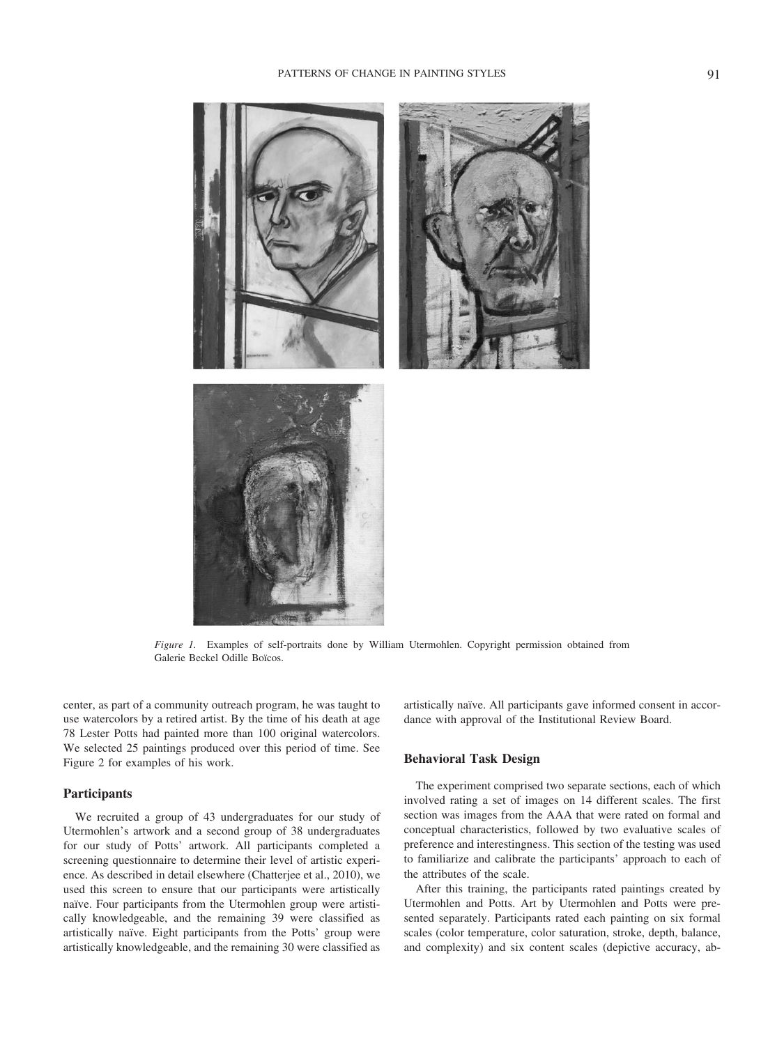*Figure 1.* Examples of self-portraits done by William Utermohlen. Copyright permission obtained from Galerie Beckel Odille Boïcos.

center, as part of a community outreach program, he was taught to use watercolors by a retired artist. By the time of his death at age 78 Lester Potts had painted more than 100 original watercolors. We selected 25 paintings produced over this period of time. See Figure 2 for examples of his work.

## Participants

We recruited a group of 43 undergraduates for our study of Utermohlen's artwork and a second group of 38 undergraduates for our study of Potts' artwork. All participants completed a screening questionnaire to determine their level of artistic experience. As described in detail elsewhere (Chatterjee et al., 2010), we used this screen to ensure that our participants were artistically naïve. Four participants from the Utermohlen group were artistically knowledgeable, and the remaining 39 were classified as artistically naïve. Eight participants from the Potts' group were artistically knowledgeable, and the remaining 30 were classified as artistically naïve. All participants gave informed consent in accordance with approval of the Institutional Review Board.

## Behavioral Task Design

The experiment comprised two separate sections, each of which involved rating a set of images on 14 different scales. The first section was images from the AAA that were rated on formal and conceptual characteristics, followed by two evaluative scales of preference and interestingness. This section of the testing was used to familiarize and calibrate the participants' approach to each of the attributes of the scale.

After this training, the participants rated paintings created by Utermohlen and Potts. Art by Utermohlen and Potts were presented separately. Participants rated each painting on six formal scales (color temperature, color saturation, stroke, depth, balance, and complexity) and six content scales (depictive accuracy, ab-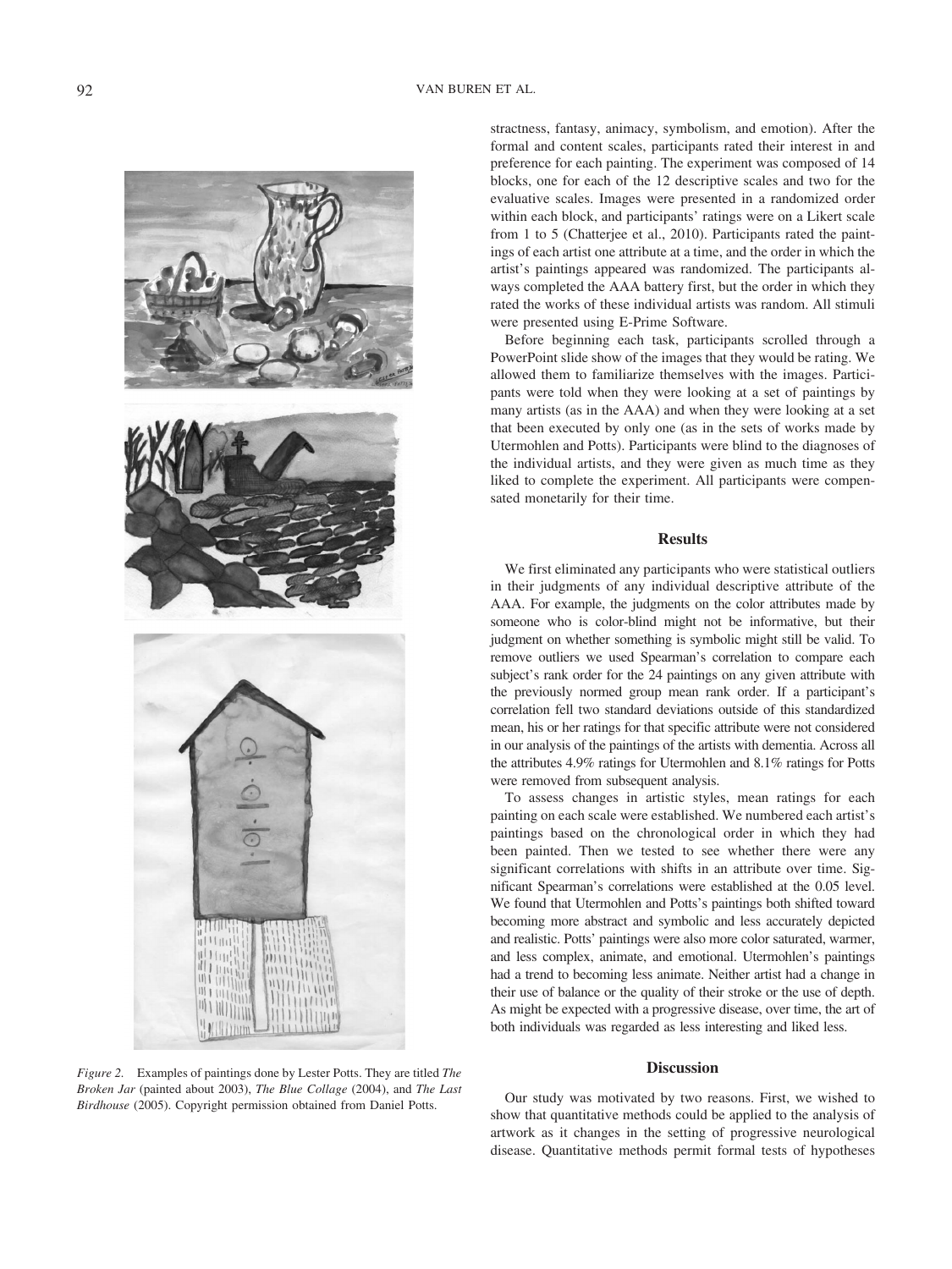*Figure 2.* Examples of paintings done by Lester Potts. They are titled *The Broken Jar* (painted about 2003), *The Blue Collage* (2004), and *The Last Birdhouse* (2005). Copyright permission obtained from Daniel Potts.

stractness, fantasy, animacy, symbolism, and emotion). After the formal and content scales, participants rated their interest in and preference for each painting. The experiment was composed of 14 blocks, one for each of the 12 descriptive scales and two for the evaluative scales. Images were presented in a randomized order within each block, and participants' ratings were on a Likert scale from 1 to 5 (Chatterjee et al., 2010). Participants rated the paintings of each artist one attribute at a time, and the order in which the artist's paintings appeared was randomized. The participants always completed the AAA battery first, but the order in which they rated the works of these individual artists was random. All stimuli were presented using E-Prime Software.

Before beginning each task, participants scrolled through a PowerPoint slide show of the images that they would be rating. We allowed them to familiarize themselves with the images. Participants were told when they were looking at a set of paintings by many artists (as in the AAA) and when they were looking at a set that been executed by only one (as in the sets of works made by Utermohlen and Potts). Participants were blind to the diagnoses of the individual artists, and they were given as much time as they liked to complete the experiment. All participants were compensated monetarily for their time.

## Results

We first eliminated any participants who were statistical outliers in their judgments of any individual descriptive attribute of the AAA. For example, the judgments on the color attributes made by someone who is color-blind might not be informative, but their judgment on whether something is symbolic might still be valid. To remove outliers we used Spearman's correlation to compare each subject's rank order for the 24 paintings on any given attribute with the previously normed group mean rank order. If a participant's correlation fell two standard deviations outside of this standardized mean, his or her ratings for that specific attribute were not considered in our analysis of the paintings of the artists with dementia. Across all the attributes 4.9% ratings for Utermohlen and 8.1% ratings for Potts were removed from subsequent analysis.

To assess changes in artistic styles, mean ratings for each painting on each scale were established. We numbered each artist's paintings based on the chronological order in which they had been painted. Then we tested to see whether there were any significant correlations with shifts in an attribute over time. Significant Spearman's correlations were established at the 0.05 level. We found that Utermohlen and Potts's paintings both shifted toward becoming more abstract and symbolic and less accurately depicted and realistic. Potts' paintings were also more color saturated, warmer, and less complex, animate, and emotional. Utermohlen's paintings had a trend to becoming less animate. Neither artist had a change in their use of balance or the quality of their stroke or the use of depth. As might be expected with a progressive disease, over time, the art of both individuals was regarded as less interesting and liked less.

## Discussion

Our study was motivated by two reasons. First, we wished to show that quantitative methods could be applied to the analysis of artwork as it changes in the setting of progressive neurological disease. Quantitative methods permit formal tests of hypotheses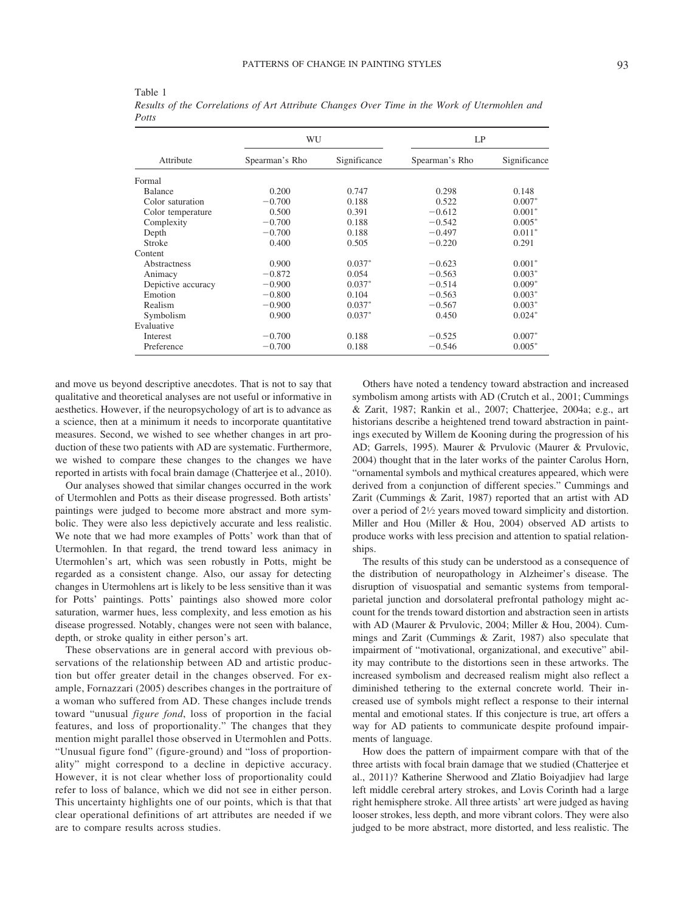Table 1

*Results of the Correlations of Art Attribute Changes Over Time in the Work of Utermohlen and Potts*

| Attribute | WU | | LP | |
|---|---|---|---|---|
| | Spearman's Rho | Significance | Spearman's Rho | Significance |
| Formal | | | | |
| Balance | 0.200 | 0.747 | 0.298 | 0.148 |
| Color saturation | −0.700 | 0.188 | 0.522 | 0.007* |
| Color temperature | 0.500 | 0.391 | −0.612 | 0.001* |
| Complexity | −0.700 | 0.188 | −0.542 | 0.005* |
| Depth | −0.700 | 0.188 | −0.497 | 0.011* |
| Stroke | 0.400 | 0.505 | −0.220 | 0.291 |
| Content | | | | |
| Abstractness | 0.900 | 0.037* | −0.623 | 0.001* |
| Animacy | −0.872 | 0.054 | −0.563 | 0.003* |
| Depictive accuracy | −0.900 | 0.037* | −0.514 | 0.009* |
| Emotion | −0.800 | 0.104 | −0.563 | 0.003* |
| Realism | −0.900 | 0.037* | −0.567 | 0.003* |
| Symbolism | 0.900 | 0.037* | 0.450 | 0.024* |
| Evaluative | | | | |
| Interest | −0.700 | 0.188 | −0.525 | 0.007* |
| Preference | −0.700 | 0.188 | −0.546 | 0.005* |

and move us beyond descriptive anecdotes. That is not to say that qualitative and theoretical analyses are not useful or informative in aesthetics. However, if the neuropsychology of art is to advance as a science, then at a minimum it needs to incorporate quantitative measures. Second, we wished to see whether changes in art production of these two patients with AD are systematic. Furthermore, we wished to compare these changes to the changes we have reported in artists with focal brain damage (Chatterjee et al., 2010).

Our analyses showed that similar changes occurred in the work of Utermohlen and Potts as their disease progressed. Both artists' paintings were judged to become more abstract and more symbolic. They were also less depictively accurate and less realistic. We note that we had more examples of Potts' work than that of Utermohlen. In that regard, the trend toward less animacy in Utermohlen's art, which was seen robustly in Potts, might be regarded as a consistent change. Also, our assay for detecting changes in Utermohlens art is likely to be less sensitive than it was for Potts' paintings. Potts' paintings also showed more color saturation, warmer hues, less complexity, and less emotion as his disease progressed. Notably, changes were not seen with balance, depth, or stroke quality in either person's art.

These observations are in general accord with previous observations of the relationship between AD and artistic production but offer greater detail in the changes observed. For example, Fornazzari (2005) describes changes in the portraiture of a woman who suffered from AD. These changes include trends toward "unusual *figure fond*, loss of proportion in the facial features, and loss of proportionality." The changes that they mention might parallel those observed in Utermohlen and Potts. "Unusual figure fond" (figure-ground) and "loss of proportionality" might correspond to a decline in depictive accuracy. However, it is not clear whether loss of proportionality could refer to loss of balance, which we did not see in either person. This uncertainty highlights one of our points, which is that that clear operational definitions of art attributes are needed if we are to compare results across studies.

Others have noted a tendency toward abstraction and increased symbolism among artists with AD (Crutch et al., 2001; Cummings & Zarit, 1987; Rankin et al., 2007; Chatterjee, 2004a; e.g., art historians describe a heightened trend toward abstraction in paintings executed by Willem de Kooning during the progression of his AD; Garrels, 1995). Maurer & Prvulovic (Maurer & Prvulovic, 2004) thought that in the later works of the painter Carolus Horn, "ornamental symbols and mythical creatures appeared, which were derived from a conjunction of different species." Cummings and Zarit (Cummings & Zarit, 1987) reported that an artist with AD over a period of 2½ years moved toward simplicity and distortion. Miller and Hou (Miller & Hou, 2004) observed AD artists to produce works with less precision and attention to spatial relationships.

The results of this study can be understood as a consequence of the distribution of neuropathology in Alzheimer's disease. The disruption of visuospatial and semantic systems from temporal-parietal junction and dorsolateral prefrontal pathology might account for the trends toward distortion and abstraction seen in artists with AD (Maurer & Prvulovic, 2004; Miller & Hou, 2004). Cummings and Zarit (Cummings & Zarit, 1987) also speculate that impairment of "motivational, organizational, and executive" ability may contribute to the distortions seen in these artworks. The increased symbolism and decreased realism might also reflect a diminished tethering to the external concrete world. Their increased use of symbols might reflect a response to their internal mental and emotional states. If this conjecture is true, art offers a way for AD patients to communicate despite profound impairments of language.

How does the pattern of impairment compare with that of the three artists with focal brain damage that we studied (Chatterjee et al., 2011)? Katherine Sherwood and Zlatio Boiyadjiev had large left middle cerebral artery strokes, and Lovis Corinth had a large right hemisphere stroke. All three artists' art were judged as having looser strokes, less depth, and more vibrant colors. They were also judged to be more abstract, more distorted, and less realistic. The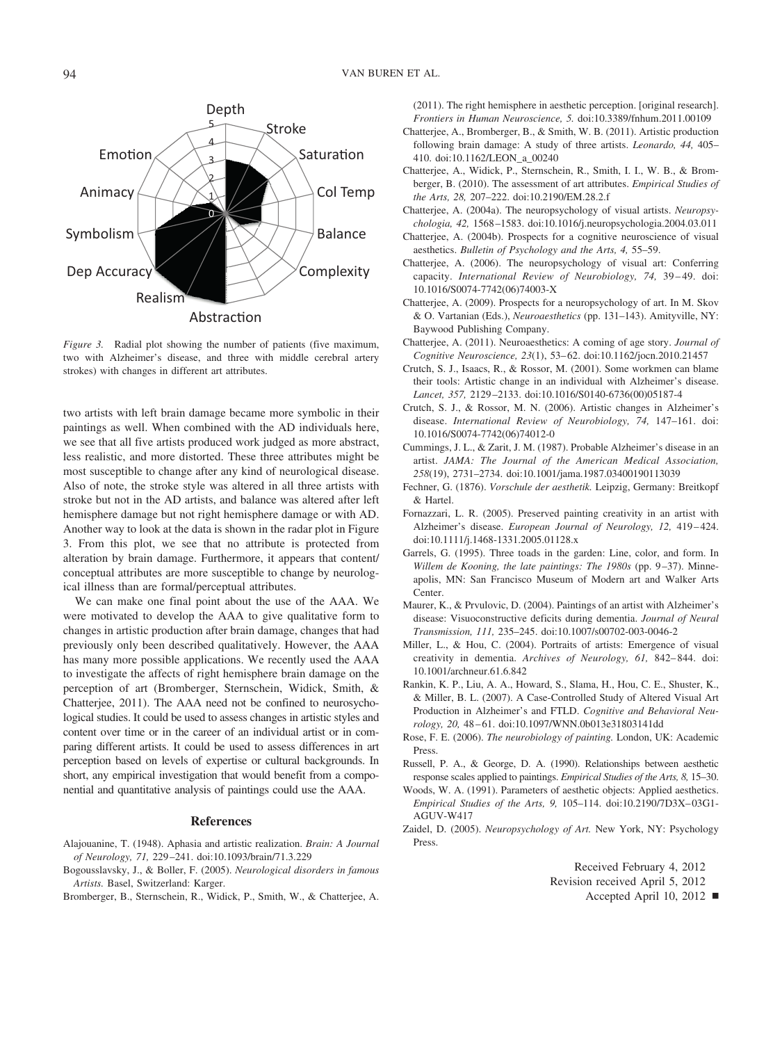Depth
5
4
3
2
1
0
Stroke
Saturation
Col Temp
Balance
Complexity
Abstraction
Realism
Dep Accuracy
Symbolism
Animacy
Emotion

*Figure 3.* Radial plot showing the number of patients (five maximum, two with Alzheimer's disease, and three with middle cerebral artery strokes) with changes in different art attributes.

two artists with left brain damage became more symbolic in their paintings as well. When combined with the AD individuals here, we see that all five artists produced work judged as more abstract, less realistic, and more distorted. These three attributes might be most susceptible to change after any kind of neurological disease. Also of note, the stroke style was altered in all three artists with stroke but not in the AD artists, and balance was altered after left hemisphere damage but not right hemisphere damage or with AD. Another way to look at the data is shown in the radar plot in Figure 3. From this plot, we see that no attribute is protected from alteration by brain damage. Furthermore, it appears that content/conceptual attributes are more susceptible to change by neurological illness than are formal/perceptual attributes.

We can make one final point about the use of the AAA. We were motivated to develop the AAA to give qualitative form to changes in artistic production after brain damage, changes that had previously only been described qualitatively. However, the AAA has many more possible applications. We recently used the AAA to investigate the affects of right hemisphere brain damage on the perception of art (Bromberger, Sternschein, Widick, Smith, & Chatterjee, 2011). The AAA need not be confined to neuropsychological studies. It could be used to assess changes in artistic styles and content over time or in the career of an individual artist or in comparing different artists. It could be used to assess differences in art perception based on levels of expertise or cultural backgrounds. In short, any empirical investigation that would benefit from a componential and quantitative analysis of paintings could use the AAA.

## References

Alajouanine, T. (1948). Aphasia and artistic realization. *Brain: A Journal of Neurology, 71,* 229–241. doi:10.1093/brain/71.3.229

Bogousslavsky, J., & Boller, F. (2005). *Neurological disorders in famous Artists.* Basel, Switzerland: Karger.

Bromberger, B., Sternschein, R., Widick, P., Smith, W., & Chatterjee, A. (2011). The right hemisphere in aesthetic perception. [original research]. *Frontiers in Human Neuroscience, 5.* doi:10.3389/fnhum.2011.00109

Chatterjee, A., Bromberger, B., & Smith, W. B. (2011). Artistic production following brain damage: A study of three artists. *Leonardo, 44,* 405–410. doi:10.1162/LEON_a_00240

Chatterjee, A., Widick, P., Sternschein, R., Smith, I. I., W. B., & Bromberger, B. (2010). The assessment of art attributes. *Empirical Studies of the Arts, 28,* 207–222. doi:10.2190/EM.28.2.f

Chatterjee, A. (2004a). The neuropsychology of visual artists. *Neuropsychologia, 42,* 1568–1583. doi:10.1016/j.neuropsychologia.2004.03.011

Chatterjee, A. (2004b). Prospects for a cognitive neuroscience of visual aesthetics. *Bulletin of Psychology and the Arts, 4,* 55–59.

Chatterjee, A. (2006). The neuropsychology of visual art: Conferring capacity. *International Review of Neurobiology, 74,* 39–49. doi:10.1016/S0074-7742(06)74003-X

Chatterjee, A. (2009). Prospects for a neuropsychology of art. In M. Skov & O. Vartanian (Eds.), *Neuroaesthetics* (pp. 131–143). Amityville, NY: Baywood Publishing Company.

Chatterjee, A. (2011). Neuroaesthetics: A coming of age story. *Journal of Cognitive Neuroscience, 23*(1), 53–62. doi:10.1162/jocn.2010.21457

Crutch, S. J., Isaacs, R., & Rossor, M. (2001). Some workmen can blame their tools: Artistic change in an individual with Alzheimer's disease. *Lancet, 357,* 2129–2133. doi:10.1016/S0140-6736(00)05187-4

Crutch, S. J., & Rossor, M. N. (2006). Artistic changes in Alzheimer's disease. *International Review of Neurobiology, 74,* 147–161. doi:10.1016/S0074-7742(06)74012-0

Cummings, J. L., & Zarit, J. M. (1987). Probable Alzheimer's disease in an artist. *JAMA: The Journal of the American Medical Association, 258*(19), 2731–2734. doi:10.1001/jama.1987.03400190113039

Fechner, G. (1876). *Vorschule der aesthetik.* Leipzig, Germany: Breitkopf & Hartel.

Fornazzari, L. R. (2005). Preserved painting creativity in an artist with Alzheimer's disease. *European Journal of Neurology, 12,* 419–424. doi:10.1111/j.1468-1331.2005.01128.x

Garrels, G. (1995). Three toads in the garden: Line, color, and form. In *Willem de Kooning, the late paintings: The 1980s* (pp. 9–37). Minneapolis, MN: San Francisco Museum of Modern art and Walker Arts Center.

Maurer, K., & Prvulovic, D. (2004). Paintings of an artist with Alzheimer's disease: Visuoconstructive deficits during dementia. *Journal of Neural Transmission, 111,* 235–245. doi:10.1007/s00702-003-0046-2

Miller, L., & Hou, C. (2004). Portraits of artists: Emergence of visual creativity in dementia. *Archives of Neurology, 61,* 842–844. doi:10.1001/archneur.61.6.842

Rankin, K. P., Liu, A. A., Howard, S., Slama, H., Hou, C. E., Shuster, K., & Miller, B. L. (2007). A Case-Controlled Study of Altered Visual Art Production in Alzheimer's and FTLD. *Cognitive and Behavioral Neurology, 20,* 48–61. doi:10.1097/WNN.0b013e31803141dd

Rose, F. E. (2006). *The neurobiology of painting.* London, UK: Academic Press.

Russell, P. A., & George, D. A. (1990). Relationships between aesthetic response scales applied to paintings. *Empirical Studies of the Arts, 8,* 15–30.

Woods, W. A. (1991). Parameters of aesthetic objects: Applied aesthetics. *Empirical Studies of the Arts, 9,* 105–114. doi:10.2190/7D3X–03G1-AGUV-W417

Zaidel, D. (2005). *Neuropsychology of Art.* New York, NY: Psychology Press.

Received February 4, 2012
Revision received April 5, 2012
Accepted April 10, 2012 ■